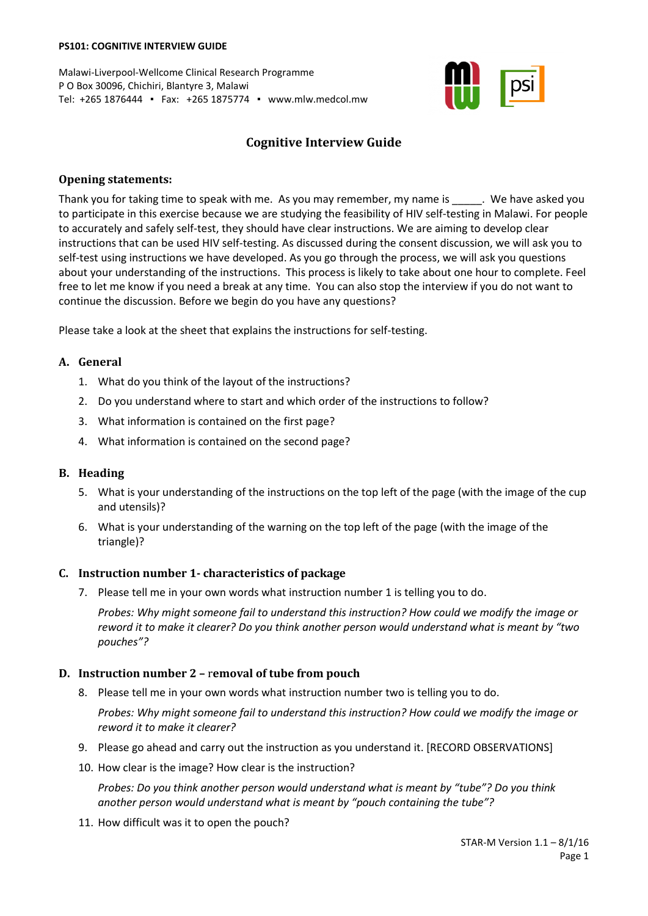**PS101: COGNITIVE INTERVIEW GUIDE**

Malawi-Liverpool-Wellcome Clinical Research Programme
P O Box 30096, Chichiri, Blantyre 3, Malawi
Tel: +265 1876444 ▪ Fax: +265 1875774 ▪ www.mlw.medcol.mw

# Cognitive Interview Guide

## Opening statements:

Thank you for taking time to speak with me. As you may remember, my name is _____. We have asked you to participate in this exercise because we are studying the feasibility of HIV self-testing in Malawi. For people to accurately and safely self-test, they should have clear instructions. We are aiming to develop clear instructions that can be used HIV self-testing. As discussed during the consent discussion, we will ask you to self-test using instructions we have developed. As you go through the process, we will ask you questions about your understanding of the instructions. This process is likely to take about one hour to complete. Feel free to let me know if you need a break at any time. You can also stop the interview if you do not want to continue the discussion. Before we begin do you have any questions?

Please take a look at the sheet that explains the instructions for self-testing.

## A. General

1. What do you think of the layout of the instructions?
2. Do you understand where to start and which order of the instructions to follow?
3. What information is contained on the first page?
4. What information is contained on the second page?

## B. Heading

5. What is your understanding of the instructions on the top left of the page (with the image of the cup and utensils)?
6. What is your understanding of the warning on the top left of the page (with the image of the triangle)?

## C. Instruction number 1- characteristics of package

7. Please tell me in your own words what instruction number 1 is telling you to do.

   *Probes: Why might someone fail to understand this instruction? How could we modify the image or reword it to make it clearer? Do you think another person would understand what is meant by "two pouches"?*

## D. Instruction number 2 – removal of tube from pouch

8. Please tell me in your own words what instruction number two is telling you to do.

   *Probes: Why might someone fail to understand this instruction? How could we modify the image or reword it to make it clearer?*

9. Please go ahead and carry out the instruction as you understand it. [RECORD OBSERVATIONS]
10. How clear is the image? How clear is the instruction?

    *Probes: Do you think another person would understand what is meant by "tube"? Do you think another person would understand what is meant by "pouch containing the tube"?*

11. How difficult was it to open the pouch?

STAR-M Version 1.1 – 8/1/16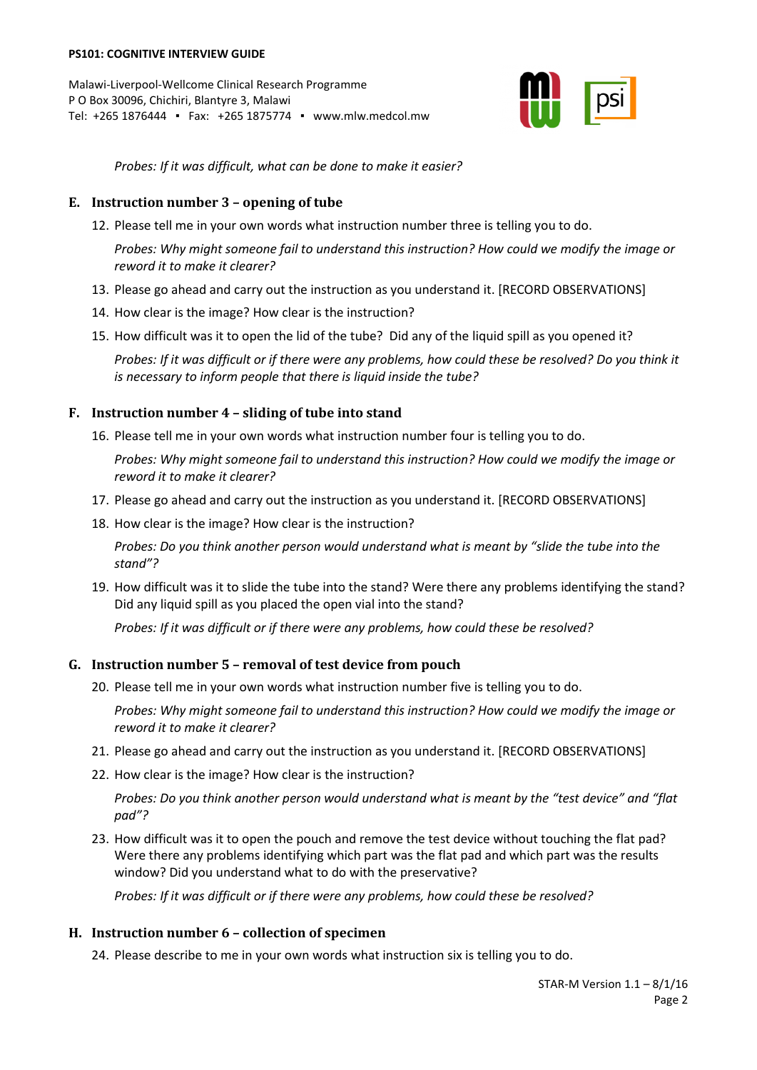*Probes: If it was difficult, what can be done to make it easier?*

## E. Instruction number 3 – opening of tube

12. Please tell me in your own words what instruction number three is telling you to do.

    *Probes: Why might someone fail to understand this instruction? How could we modify the image or reword it to make it clearer?*

13. Please go ahead and carry out the instruction as you understand it. [RECORD OBSERVATIONS]
14. How clear is the image? How clear is the instruction?
15. How difficult was it to open the lid of the tube? Did any of the liquid spill as you opened it?

    *Probes: If it was difficult or if there were any problems, how could these be resolved? Do you think it is necessary to inform people that there is liquid inside the tube?*

## F. Instruction number 4 – sliding of tube into stand

16. Please tell me in your own words what instruction number four is telling you to do.

    *Probes: Why might someone fail to understand this instruction? How could we modify the image or reword it to make it clearer?*

17. Please go ahead and carry out the instruction as you understand it. [RECORD OBSERVATIONS]
18. How clear is the image? How clear is the instruction?

    *Probes: Do you think another person would understand what is meant by "slide the tube into the stand"?*

19. How difficult was it to slide the tube into the stand? Were there any problems identifying the stand? Did any liquid spill as you placed the open vial into the stand?

    *Probes: If it was difficult or if there were any problems, how could these be resolved?*

## G. Instruction number 5 – removal of test device from pouch

20. Please tell me in your own words what instruction number five is telling you to do.

    *Probes: Why might someone fail to understand this instruction? How could we modify the image or reword it to make it clearer?*

21. Please go ahead and carry out the instruction as you understand it. [RECORD OBSERVATIONS]
22. How clear is the image? How clear is the instruction?

    *Probes: Do you think another person would understand what is meant by the "test device" and "flat pad"?*

23. How difficult was it to open the pouch and remove the test device without touching the flat pad? Were there any problems identifying which part was the flat pad and which part was the results window? Did you understand what to do with the preservative?

    *Probes: If it was difficult or if there were any problems, how could these be resolved?*

## H. Instruction number 6 – collection of specimen

24. Please describe to me in your own words what instruction six is telling you to do.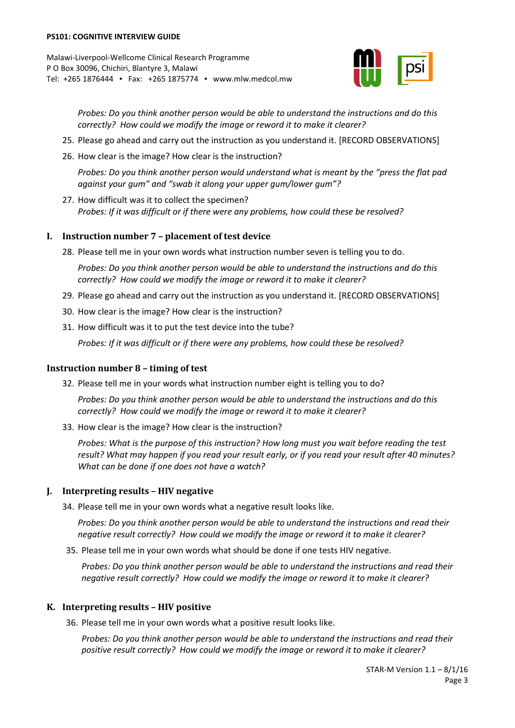*Probes: Do you think another person would be able to understand the instructions and do this correctly? How could we modify the image or reword it to make it clearer?*

25. Please go ahead and carry out the instruction as you understand it. [RECORD OBSERVATIONS]
26. How clear is the image? How clear is the instruction?

    *Probes: Do you think another person would understand what is meant by the "press the flat pad against your gum" and "swab it along your upper gum/lower gum"?*

27. How difficult was it to collect the specimen?
    *Probes: If it was difficult or if there were any problems, how could these be resolved?*

## I. Instruction number 7 – placement of test device

28. Please tell me in your own words what instruction number seven is telling you to do.

    *Probes: Do you think another person would be able to understand the instructions and do this correctly? How could we modify the image or reword it to make it clearer?*

29. Please go ahead and carry out the instruction as you understand it. [RECORD OBSERVATIONS]
30. How clear is the image? How clear is the instruction?
31. How difficult was it to put the test device into the tube?

    *Probes: If it was difficult or if there were any problems, how could these be resolved?*

## Instruction number 8 – timing of test

32. Please tell me in your words what instruction number eight is telling you to do?

    *Probes: Do you think another person would be able to understand the instructions and do this correctly? How could we modify the image or reword it to make it clearer?*

33. How clear is the image? How clear is the instruction?

    *Probes: What is the purpose of this instruction? How long must you wait before reading the test result? What may happen if you read your result early, or if you read your result after 40 minutes? What can be done if one does not have a watch?*

## J. Interpreting results – HIV negative

34. Please tell me in your own words what a negative result looks like.

    *Probes: Do you think another person would be able to understand the instructions and read their negative result correctly? How could we modify the image or reword it to make it clearer?*

35. Please tell me in your own words what should be done if one tests HIV negative.

    *Probes: Do you think another person would be able to understand the instructions and read their negative result correctly? How could we modify the image or reword it to make it clearer?*

## K. Interpreting results – HIV positive

36. Please tell me in your own words what a positive result looks like.

    *Probes: Do you think another person would be able to understand the instructions and read their positive result correctly? How could we modify the image or reword it to make it clearer?*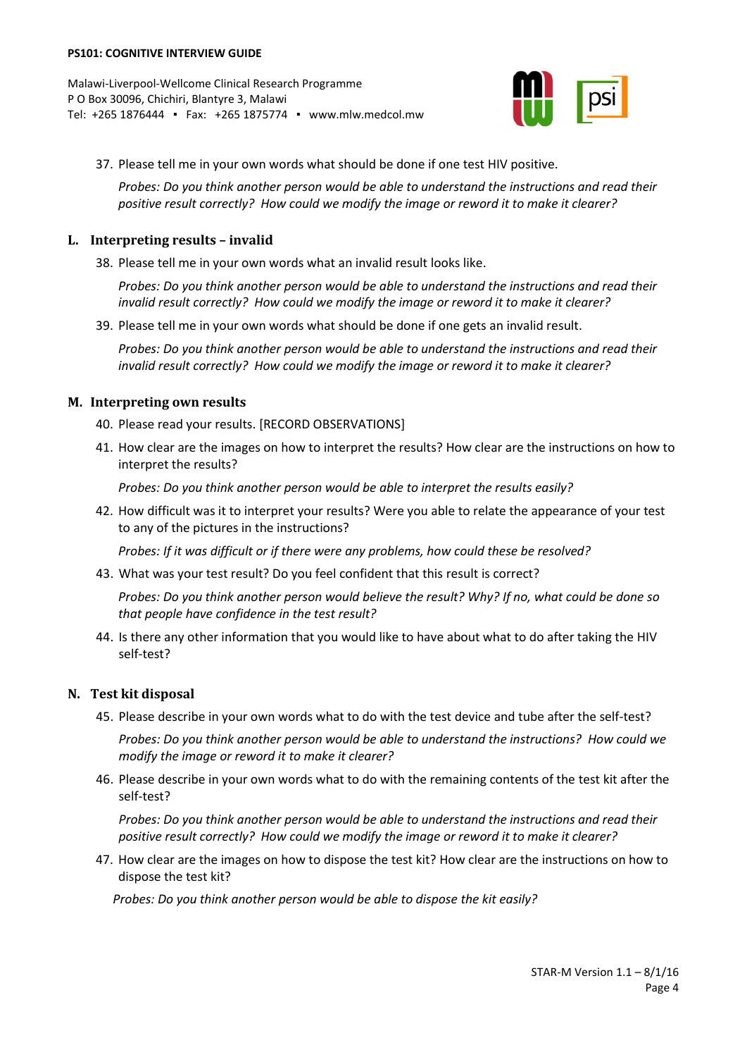37. Please tell me in your own words what should be done if one test HIV positive.

    *Probes: Do you think another person would be able to understand the instructions and read their positive result correctly? How could we modify the image or reword it to make it clearer?*

## L. Interpreting results – invalid

38. Please tell me in your own words what an invalid result looks like.

    *Probes: Do you think another person would be able to understand the instructions and read their invalid result correctly? How could we modify the image or reword it to make it clearer?*

39. Please tell me in your own words what should be done if one gets an invalid result.

    *Probes: Do you think another person would be able to understand the instructions and read their invalid result correctly? How could we modify the image or reword it to make it clearer?*

## M. Interpreting own results

40. Please read your results. [RECORD OBSERVATIONS]

41. How clear are the images on how to interpret the results? How clear are the instructions on how to interpret the results?

    *Probes: Do you think another person would be able to interpret the results easily?*

42. How difficult was it to interpret your results? Were you able to relate the appearance of your test to any of the pictures in the instructions?

    *Probes: If it was difficult or if there were any problems, how could these be resolved?*

43. What was your test result? Do you feel confident that this result is correct?

    *Probes: Do you think another person would believe the result? Why? If no, what could be done so that people have confidence in the test result?*

44. Is there any other information that you would like to have about what to do after taking the HIV self-test?

## N. Test kit disposal

45. Please describe in your own words what to do with the test device and tube after the self-test?

    *Probes: Do you think another person would be able to understand the instructions? How could we modify the image or reword it to make it clearer?*

46. Please describe in your own words what to do with the remaining contents of the test kit after the self-test?

    *Probes: Do you think another person would be able to understand the instructions and read their positive result correctly? How could we modify the image or reword it to make it clearer?*

47. How clear are the images on how to dispose the test kit? How clear are the instructions on how to dispose the test kit?

    *Probes: Do you think another person would be able to dispose the kit easily?*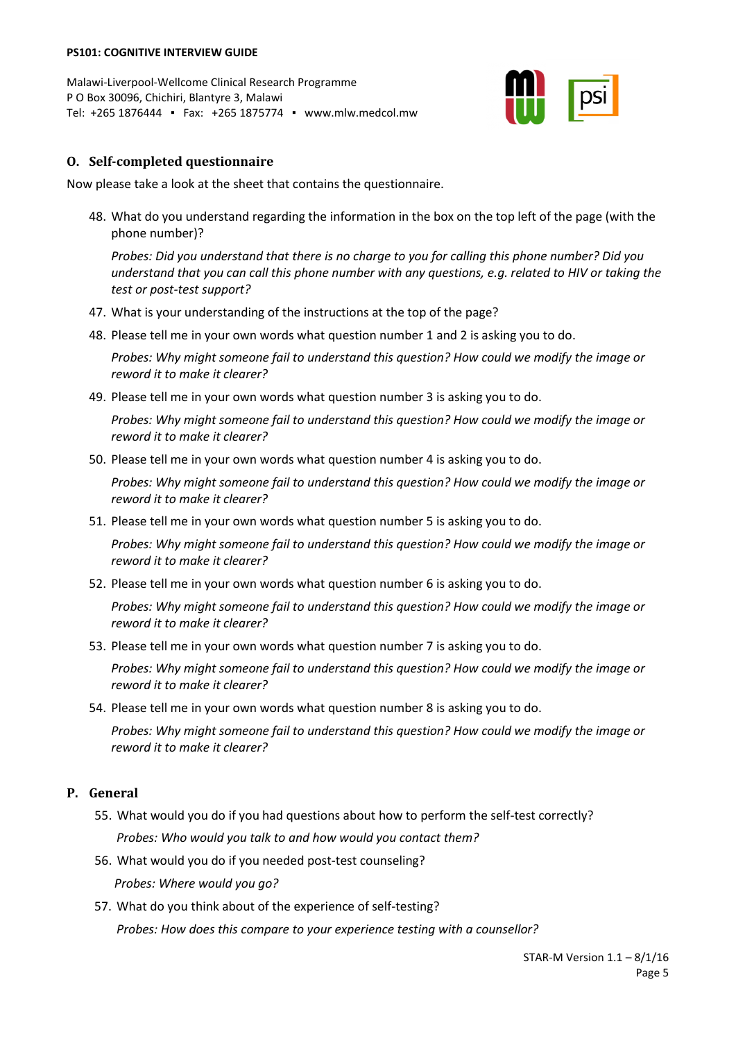## O. Self-completed questionnaire

Now please take a look at the sheet that contains the questionnaire.

48. What do you understand regarding the information in the box on the top left of the page (with the phone number)?

    *Probes: Did you understand that there is no charge to you for calling this phone number? Did you understand that you can call this phone number with any questions, e.g. related to HIV or taking the test or post-test support?*

47. What is your understanding of the instructions at the top of the page?

48. Please tell me in your own words what question number 1 and 2 is asking you to do.

    *Probes: Why might someone fail to understand this question? How could we modify the image or reword it to make it clearer?*

49. Please tell me in your own words what question number 3 is asking you to do.

    *Probes: Why might someone fail to understand this question? How could we modify the image or reword it to make it clearer?*

50. Please tell me in your own words what question number 4 is asking you to do.

    *Probes: Why might someone fail to understand this question? How could we modify the image or reword it to make it clearer?*

51. Please tell me in your own words what question number 5 is asking you to do.

    *Probes: Why might someone fail to understand this question? How could we modify the image or reword it to make it clearer?*

52. Please tell me in your own words what question number 6 is asking you to do.

    *Probes: Why might someone fail to understand this question? How could we modify the image or reword it to make it clearer?*

53. Please tell me in your own words what question number 7 is asking you to do.

    *Probes: Why might someone fail to understand this question? How could we modify the image or reword it to make it clearer?*

54. Please tell me in your own words what question number 8 is asking you to do.

    *Probes: Why might someone fail to understand this question? How could we modify the image or reword it to make it clearer?*

## P. General

55. What would you do if you had questions about how to perform the self-test correctly?

    *Probes: Who would you talk to and how would you contact them?*

56. What would you do if you needed post-test counseling?

    *Probes: Where would you go?*

57. What do you think about of the experience of self-testing?

    *Probes: How does this compare to your experience testing with a counsellor?*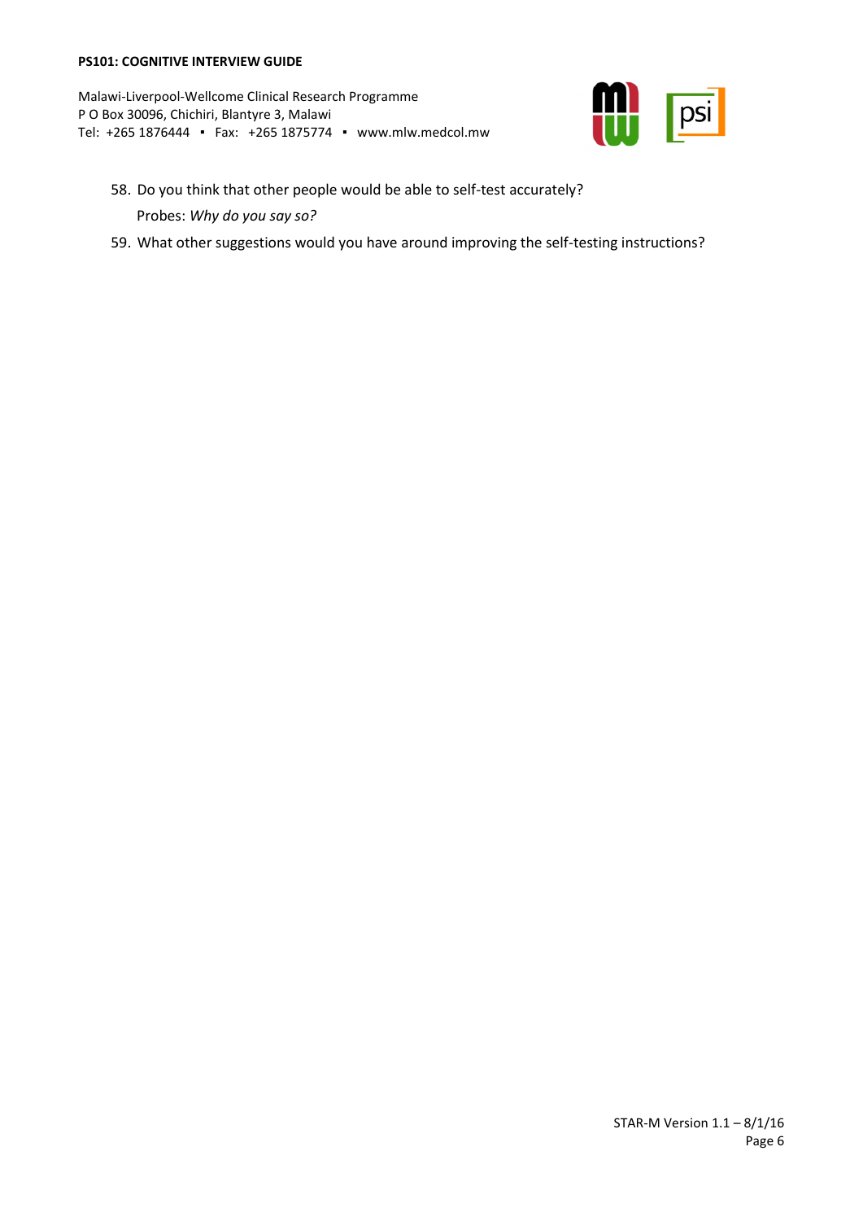58. Do you think that other people would be able to self-test accurately?

    Probes: *Why do you say so?*

59. What other suggestions would you have around improving the self-testing instructions?